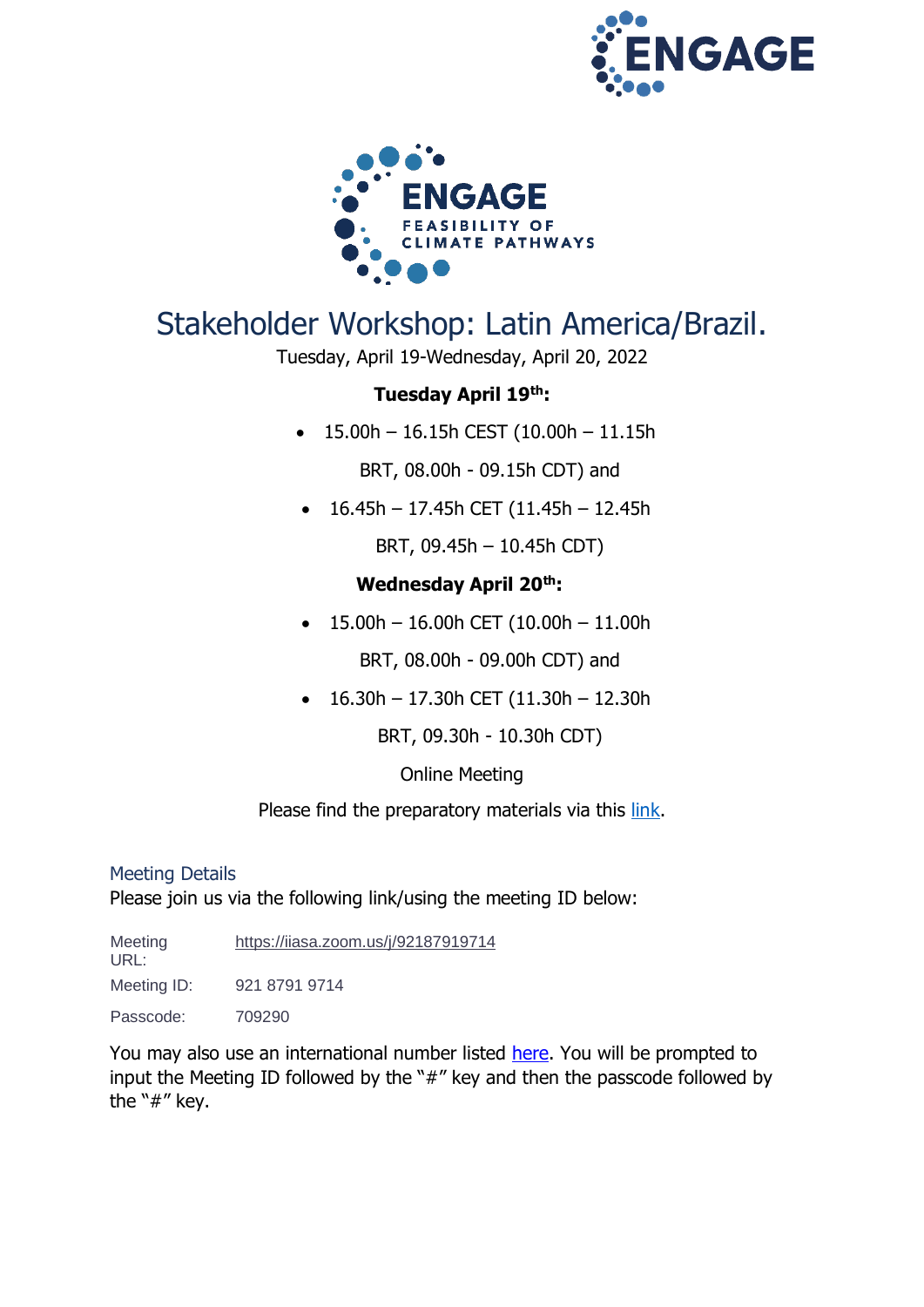# Stakeholder Workshop: Latin America/Brazil.

Tuesday, April 19-Wednesday, April 20, 2022

**Tuesday April 19th:**

- 15.00h – 16.15h CEST (10.00h – 11.15h BRT, 08.00h - 09.15h CDT) and
- 16.45h – 17.45h CET (11.45h – 12.45h BRT, 09.45h – 10.45h CDT)

**Wednesday April 20th:**

- 15.00h – 16.00h CET (10.00h – 11.00h BRT, 08.00h - 09.00h CDT) and
- 16.30h – 17.30h CET (11.30h – 12.30h BRT, 09.30h - 10.30h CDT)

Online Meeting

Please find the preparatory materials via this link.

## Meeting Details

Please join us via the following link/using the meeting ID below:

| | |
|---|---|
| Meeting URL: | https://iiasa.zoom.us/j/92187919714 |
| Meeting ID: | 921 8791 9714 |
| Passcode: | 709290 |

You may also use an international number listed here. You will be prompted to input the Meeting ID followed by the "#" key and then the passcode followed by the "#" key.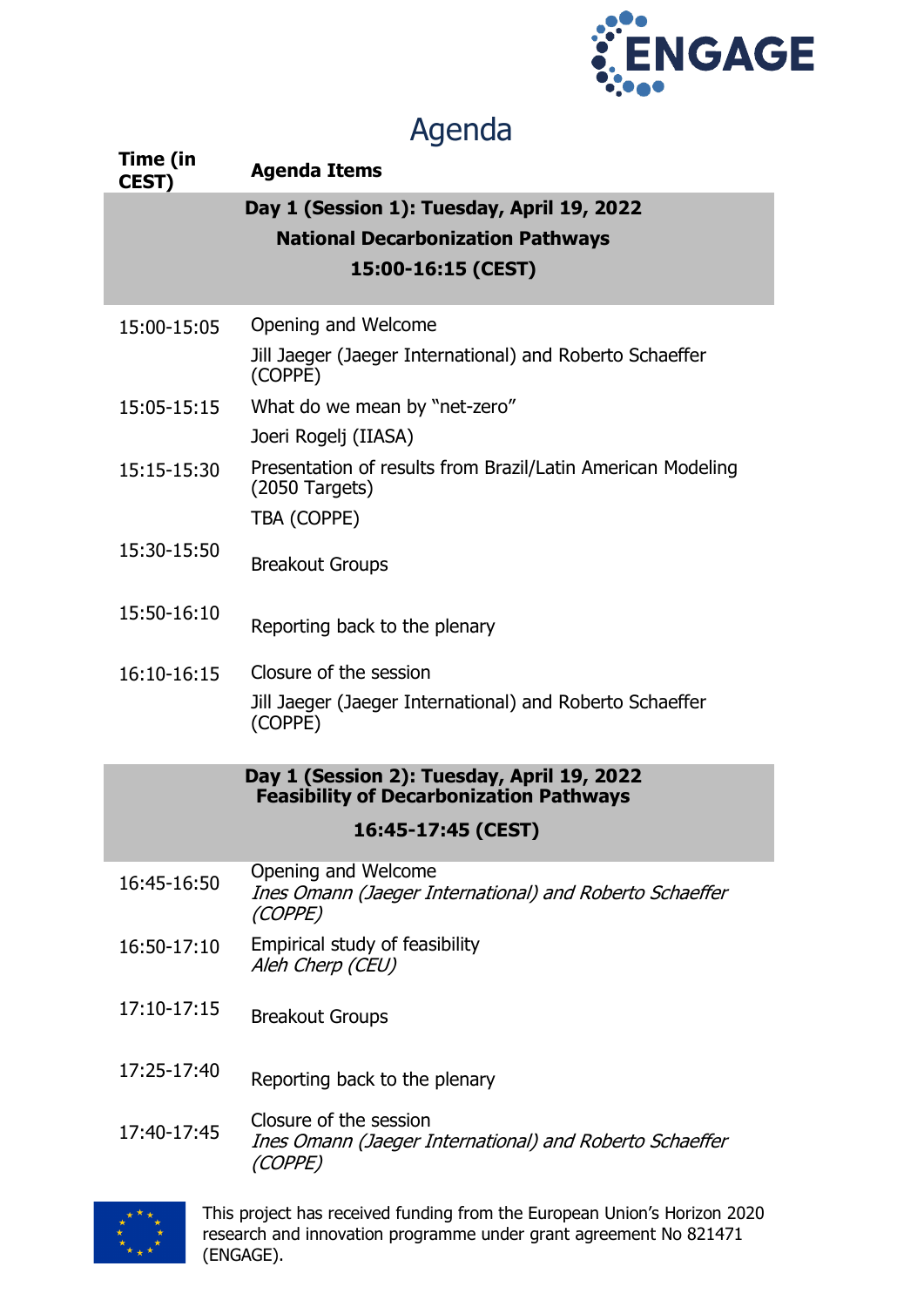# Agenda

| Time (in CEST) | Agenda Items |
|---|---|
| **Day 1 (Session 1): Tuesday, April 19, 2022<br>National Decarbonization Pathways<br>15:00-16:15 (CEST)** | |
| 15:00-15:05 | Opening and Welcome<br>Jill Jaeger (Jaeger International) and Roberto Schaeffer (COPPE) |
| 15:05-15:15 | What do we mean by "net-zero"<br>Joeri Rogelj (IIASA) |
| 15:15-15:30 | Presentation of results from Brazil/Latin American Modeling (2050 Targets)<br>TBA (COPPE) |
| 15:30-15:50 | Breakout Groups |
| 15:50-16:10 | Reporting back to the plenary |
| 16:10-16:15 | Closure of the session<br>Jill Jaeger (Jaeger International) and Roberto Schaeffer (COPPE) |
| **Day 1 (Session 2): Tuesday, April 19, 2022<br>Feasibility of Decarbonization Pathways<br>16:45-17:45 (CEST)** | |
| 16:45-16:50 | Opening and Welcome<br>*Ines Omann (Jaeger International) and Roberto Schaeffer (COPPE)* |
| 16:50-17:10 | Empirical study of feasibility<br>*Aleh Cherp (CEU)* |
| 17:10-17:15 | Breakout Groups |
| 17:25-17:40 | Reporting back to the plenary |
| 17:40-17:45 | Closure of the session<br>*Ines Omann (Jaeger International) and Roberto Schaeffer (COPPE)* |

This project has received funding from the European Union's Horizon 2020 research and innovation programme under grant agreement No 821471 (ENGAGE).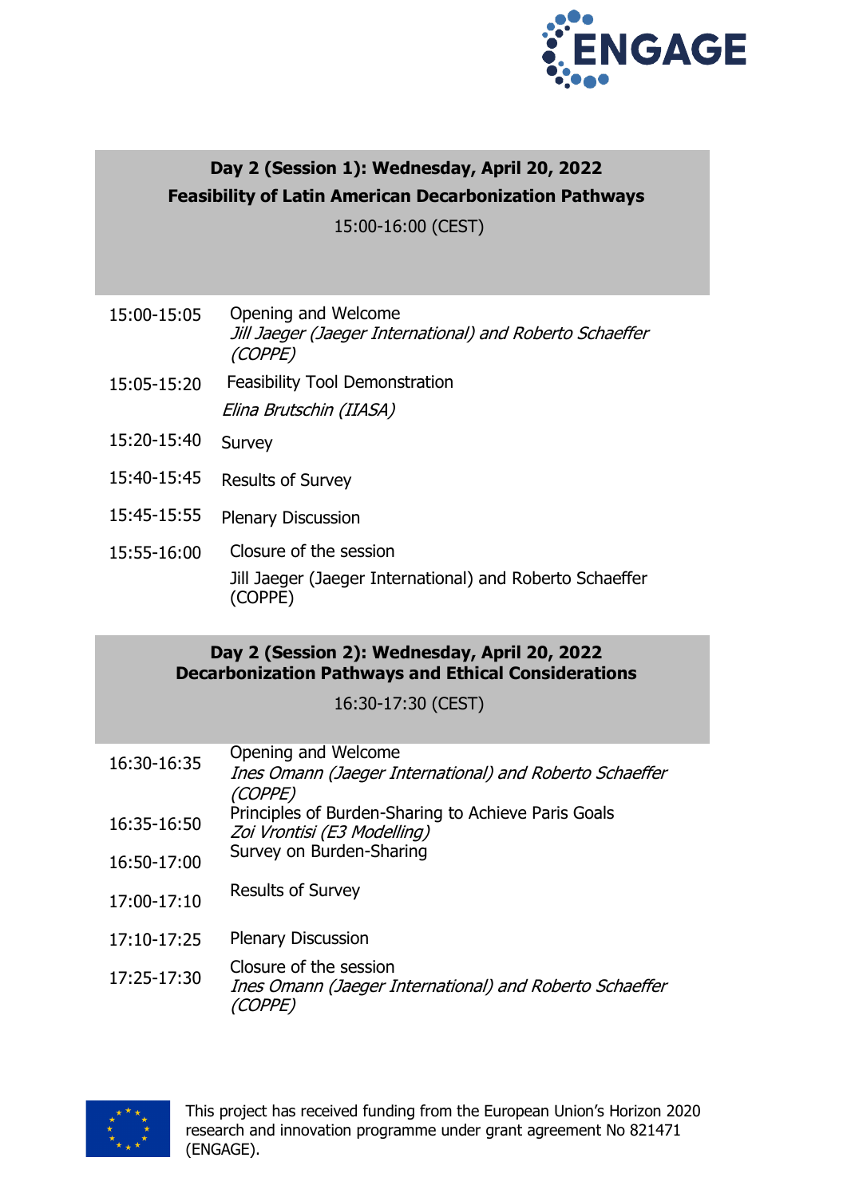## Day 2 (Session 1): Wednesday, April 20, 2022
## Feasibility of Latin American Decarbonization Pathways

15:00-16:00 (CEST)

| | |
|---|---|
| 15:00-15:05 | Opening and Welcome<br>*Jill Jaeger (Jaeger International) and Roberto Schaeffer (COPPE)* |
| 15:05-15:20 | Feasibility Tool Demonstration<br>*Elina Brutschin (IIASA)* |
| 15:20-15:40 | Survey |
| 15:40-15:45 | Results of Survey |
| 15:45-15:55 | Plenary Discussion |
| 15:55-16:00 | Closure of the session<br>Jill Jaeger (Jaeger International) and Roberto Schaeffer (COPPE) |

## Day 2 (Session 2): Wednesday, April 20, 2022
## Decarbonization Pathways and Ethical Considerations

16:30-17:30 (CEST)

| | |
|---|---|
| 16:30-16:35 | Opening and Welcome<br>*Ines Omann (Jaeger International) and Roberto Schaeffer (COPPE)* |
| 16:35-16:50 | Principles of Burden-Sharing to Achieve Paris Goals<br>*Zoi Vrontisi (E3 Modelling)* |
| 16:50-17:00 | Survey on Burden-Sharing |
| 17:00-17:10 | Results of Survey |
| 17:10-17:25 | Plenary Discussion |
| 17:25-17:30 | Closure of the session<br>*Ines Omann (Jaeger International) and Roberto Schaeffer (COPPE)* |

This project has received funding from the European Union's Horizon 2020 research and innovation programme under grant agreement No 821471 (ENGAGE).